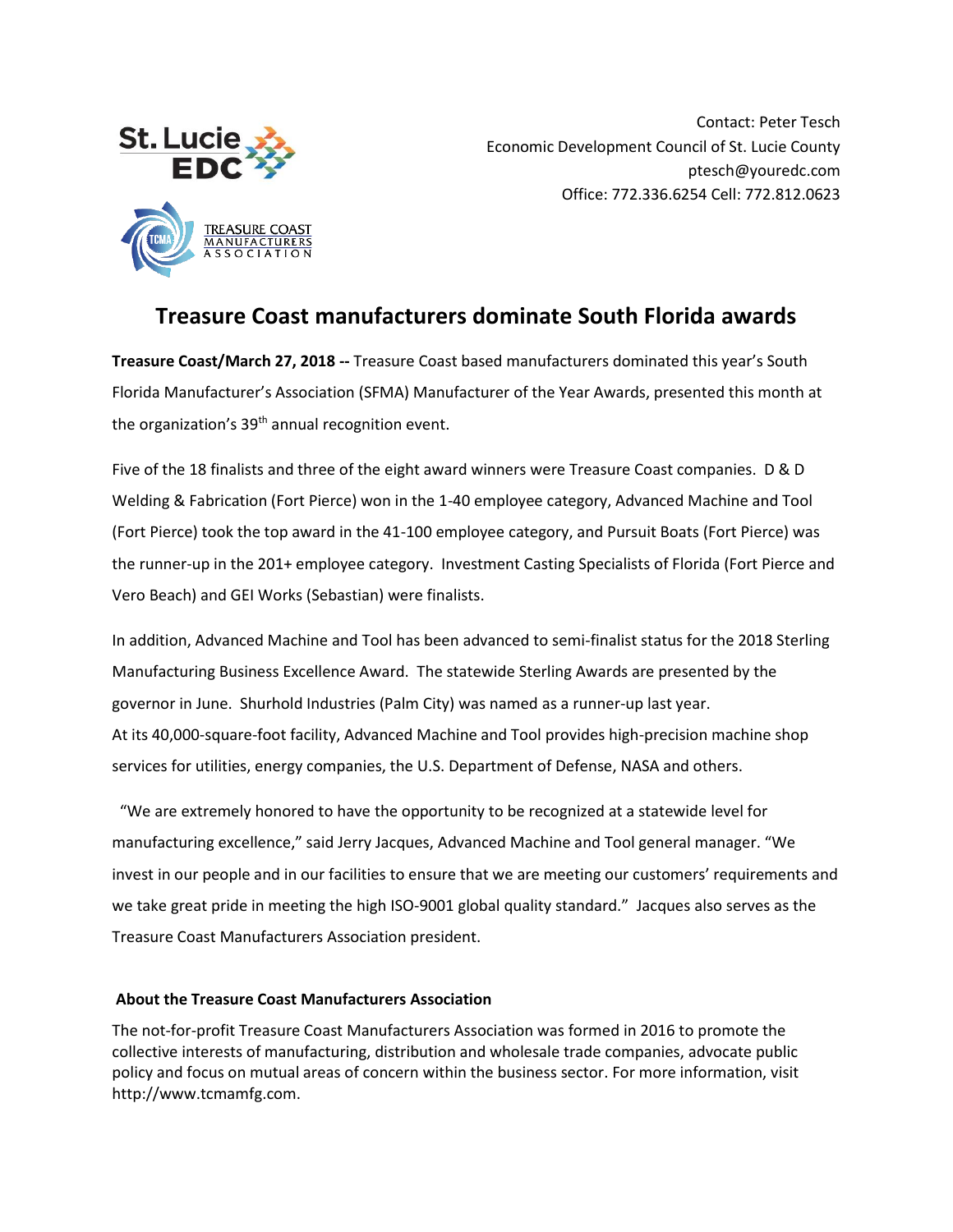Contact: Peter Tesch
Economic Development Council of St. Lucie County
ptesch@youredc.com
Office: 772.336.6254 Cell: 772.812.0623

# Treasure Coast manufacturers dominate South Florida awards

**Treasure Coast/March 27, 2018 --** Treasure Coast based manufacturers dominated this year's South Florida Manufacturer's Association (SFMA) Manufacturer of the Year Awards, presented this month at the organization's 39th annual recognition event.

Five of the 18 finalists and three of the eight award winners were Treasure Coast companies. D & D Welding & Fabrication (Fort Pierce) won in the 1-40 employee category, Advanced Machine and Tool (Fort Pierce) took the top award in the 41-100 employee category, and Pursuit Boats (Fort Pierce) was the runner-up in the 201+ employee category. Investment Casting Specialists of Florida (Fort Pierce and Vero Beach) and GEI Works (Sebastian) were finalists.

In addition, Advanced Machine and Tool has been advanced to semi-finalist status for the 2018 Sterling Manufacturing Business Excellence Award. The statewide Sterling Awards are presented by the governor in June. Shurhold Industries (Palm City) was named as a runner-up last year.
At its 40,000-square-foot facility, Advanced Machine and Tool provides high-precision machine shop services for utilities, energy companies, the U.S. Department of Defense, NASA and others.

"We are extremely honored to have the opportunity to be recognized at a statewide level for manufacturing excellence," said Jerry Jacques, Advanced Machine and Tool general manager. "We invest in our people and in our facilities to ensure that we are meeting our customers' requirements and we take great pride in meeting the high ISO-9001 global quality standard." Jacques also serves as the Treasure Coast Manufacturers Association president.

**About the Treasure Coast Manufacturers Association**

The not-for-profit Treasure Coast Manufacturers Association was formed in 2016 to promote the collective interests of manufacturing, distribution and wholesale trade companies, advocate public policy and focus on mutual areas of concern within the business sector. For more information, visit http://www.tcmamfg.com.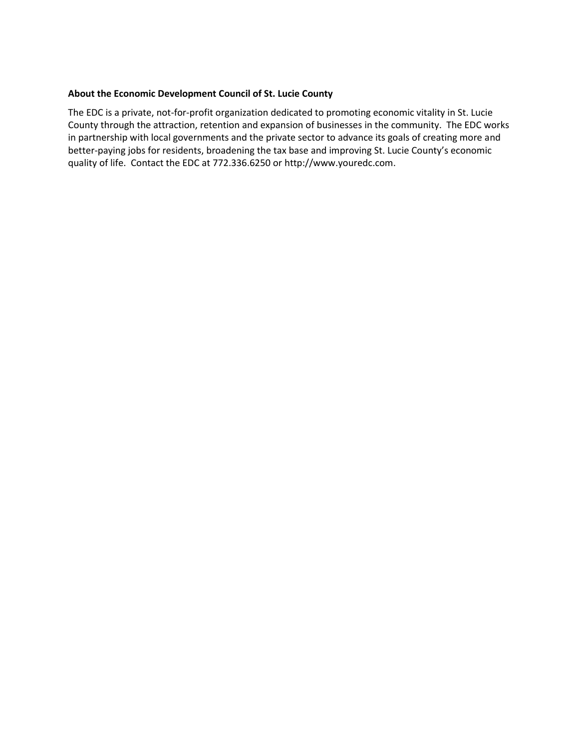**About the Economic Development Council of St. Lucie County**

The EDC is a private, not-for-profit organization dedicated to promoting economic vitality in St. Lucie County through the attraction, retention and expansion of businesses in the community. The EDC works in partnership with local governments and the private sector to advance its goals of creating more and better-paying jobs for residents, broadening the tax base and improving St. Lucie County's economic quality of life. Contact the EDC at 772.336.6250 or http://www.youredc.com.